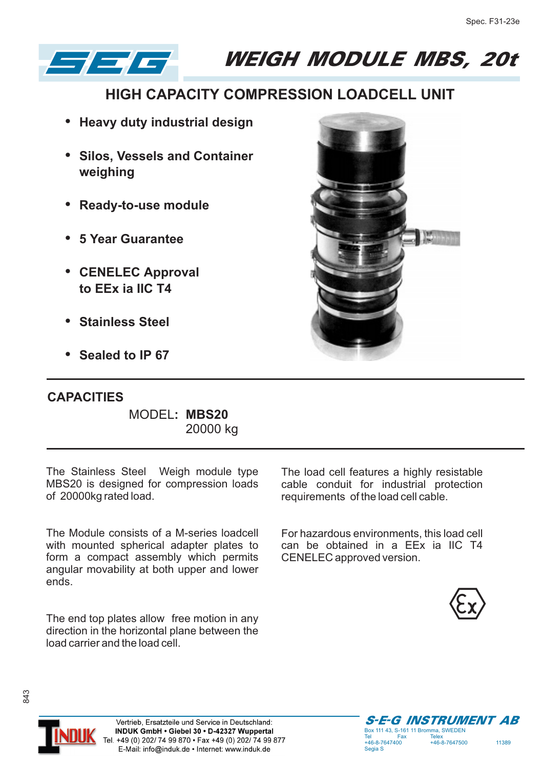Spec. F31-23e

# WEIGH MODULE MBS, 20t

## HIGH CAPACITY COMPRESSION LOADCELL UNIT

- **Heavy duty industrial design**
- **Silos, Vessels and Container weighing**
- **Ready-to-use module**
- **5 Year Guarantee**
- **CENELEC Approval to EEx ia IIC T4**
- **Stainless Steel**
- **Sealed to IP 67**

## CAPACITIES

MODEL**: MBS20**
20000 kg

The Stainless Steel Weigh module type MBS20 is designed for compression loads of 20000kg rated load.

The Module consists of a M-series loadcell with mounted spherical adapter plates to form a compact assembly which permits angular movability at both upper and lower ends.

The end top plates allow free motion in any direction in the horizontal plane between the load carrier and the load cell.

The load cell features a highly resistable cable conduit for industrial protection requirements of the load cell cable.

For hazardous environments, this load cell can be obtained in a EEx ia IIC T4 CENELEC approved version.

843

Vertrieb, Ersatzteile und Service in Deutschland:
**INDUK GmbH • Giebel 30 • D-42327 Wuppertal**
Tel. +49 (0) 202/ 74 99 870 • Fax +49 (0) 202/ 74 99 877
E-Mail: info@induk.de • Internet: www.induk.de

**S-E-G INSTRUMENT AB**
Box 111 43, S-161 11 Bromma, SWEDEN
Tel +46-8-7647400 Fax Telex +46-8-7647500 11389 Segia S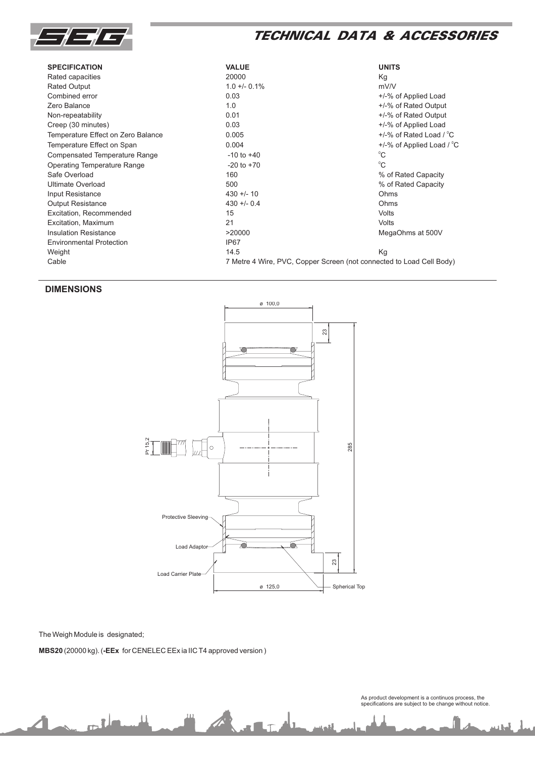# TECHNICAL DATA & ACCESSORIES

| SPECIFICATION | VALUE | UNITS |
| --- | --- | --- |
| Rated capacities | 20000 | Kg |
| Rated Output | 1.0 +/- 0.1% | mV/V |
| Combined error | 0.03 | +/-% of Applied Load |
| Zero Balance | 1.0 | +/-% of Rated Output |
| Non-repeatability | 0.01 | +/-% of Rated Output |
| Creep (30 minutes) | 0.03 | +/-% of Applied Load |
| Temperature Effect on Zero Balance | 0.005 | +/-% of Rated Load / °C |
| Temperature Effect on Span | 0.004 | +/-% of Applied Load / °C |
| Compensated Temperature Range | -10 to +40 | °C |
| Operating Temperature Range | -20 to +70 | °C |
| Safe Overload | 160 | % of Rated Capacity |
| Ultimate Overload | 500 | % of Rated Capacity |
| Input Resistance | 430 +/- 10 | Ohms |
| Output Resistance | 430 +/- 0.4 | Ohms |
| Excitation, Recommended | 15 | Volts |
| Excitation, Maximum | 21 | Volts |
| Insulation Resistance | >20000 | MegaOhms at 500V |
| Environmental Protection | IP67 | |
| Weight | 14.5 | Kg |
| Cable | 7 Metre 4 Wire, PVC, Copper Screen (not connected to Load Cell Body) | |

## DIMENSIONS

ø 100,0

23

285

Pr 15,2

Protective Sleeving

Load Adaptor

Load Carrier Plate

23

ø 125,0

Spherical Top

The Weigh Module is designated;

**MBS20** (20000 kg). (**-EEx** for CENELEC EEx ia IIC T4 approved version )

As product development is a continuos process, the specifications are subject to be change without notice.